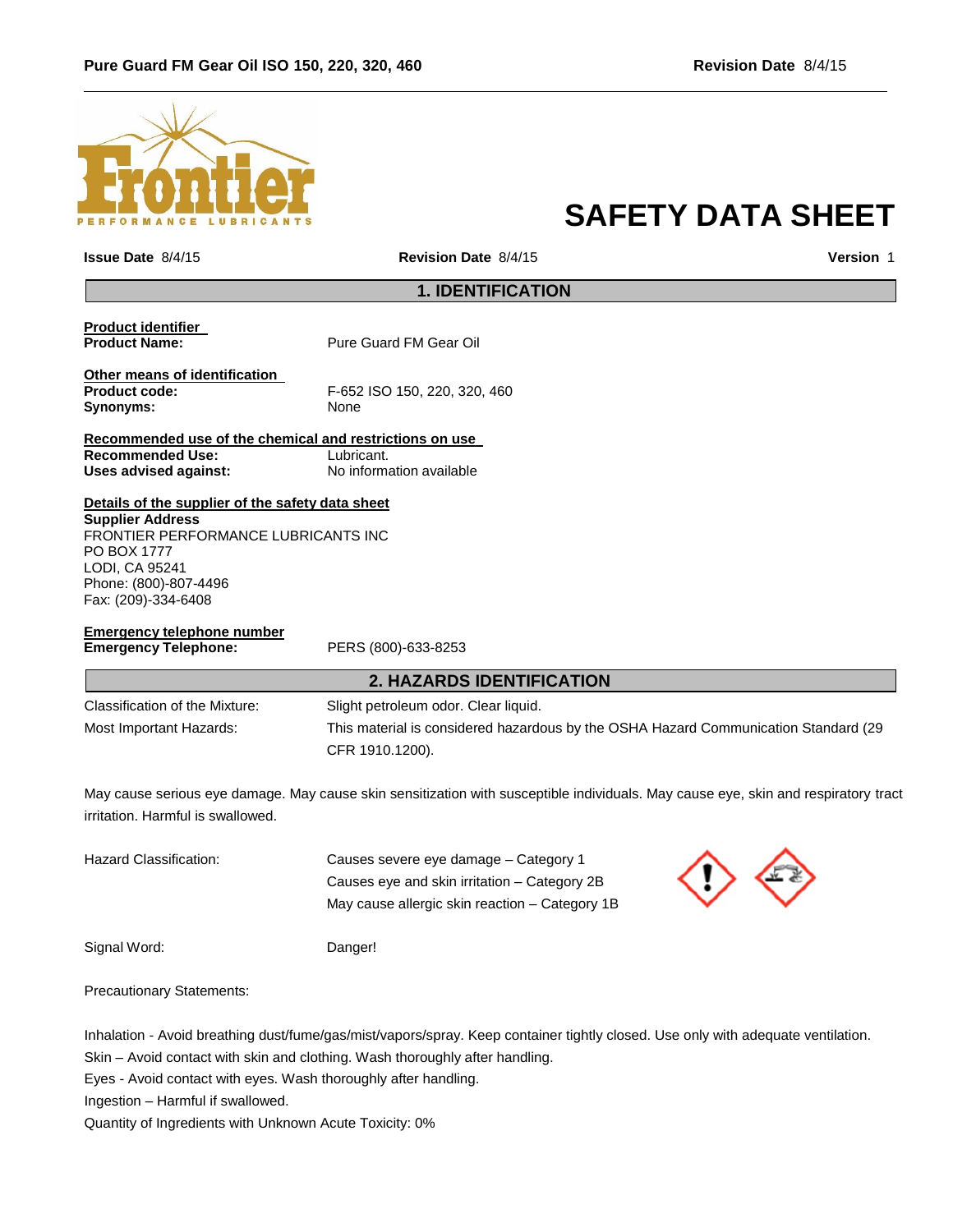# SAFETY DATA SHEET

**Issue Date** 8/4/15 **Revision Date** 8/4/15 **Version** 1

## 1. IDENTIFICATION

**Product identifier**
**Product Name:** Pure Guard FM Gear Oil

**Other means of identification**
**Product code:** F-652 ISO 150, 220, 320, 460
**Synonyms:** None

**Recommended use of the chemical and restrictions on use**
**Recommended Use:** Lubricant.
**Uses advised against:** No information available

**Details of the supplier of the safety data sheet**
**Supplier Address**
FRONTIER PERFORMANCE LUBRICANTS INC
PO BOX 1777
LODI, CA 95241
Phone: (800)-807-4496
Fax: (209)-334-6408

**Emergency telephone number**
**Emergency Telephone:** PERS (800)-633-8253

## 2. HAZARDS IDENTIFICATION

Classification of the Mixture: Slight petroleum odor. Clear liquid.

Most Important Hazards: This material is considered hazardous by the OSHA Hazard Communication Standard (29 CFR 1910.1200).

May cause serious eye damage. May cause skin sensitization with susceptible individuals. May cause eye, skin and respiratory tract irritation. Harmful is swallowed.

Hazard Classification:
Causes severe eye damage – Category 1
Causes eye and skin irritation – Category 2B
May cause allergic skin reaction – Category 1B

Signal Word: Danger!

Precautionary Statements:

Inhalation - Avoid breathing dust/fume/gas/mist/vapors/spray. Keep container tightly closed. Use only with adequate ventilation.
Skin – Avoid contact with skin and clothing. Wash thoroughly after handling.
Eyes - Avoid contact with eyes. Wash thoroughly after handling.
Ingestion – Harmful if swallowed.
Quantity of Ingredients with Unknown Acute Toxicity: 0%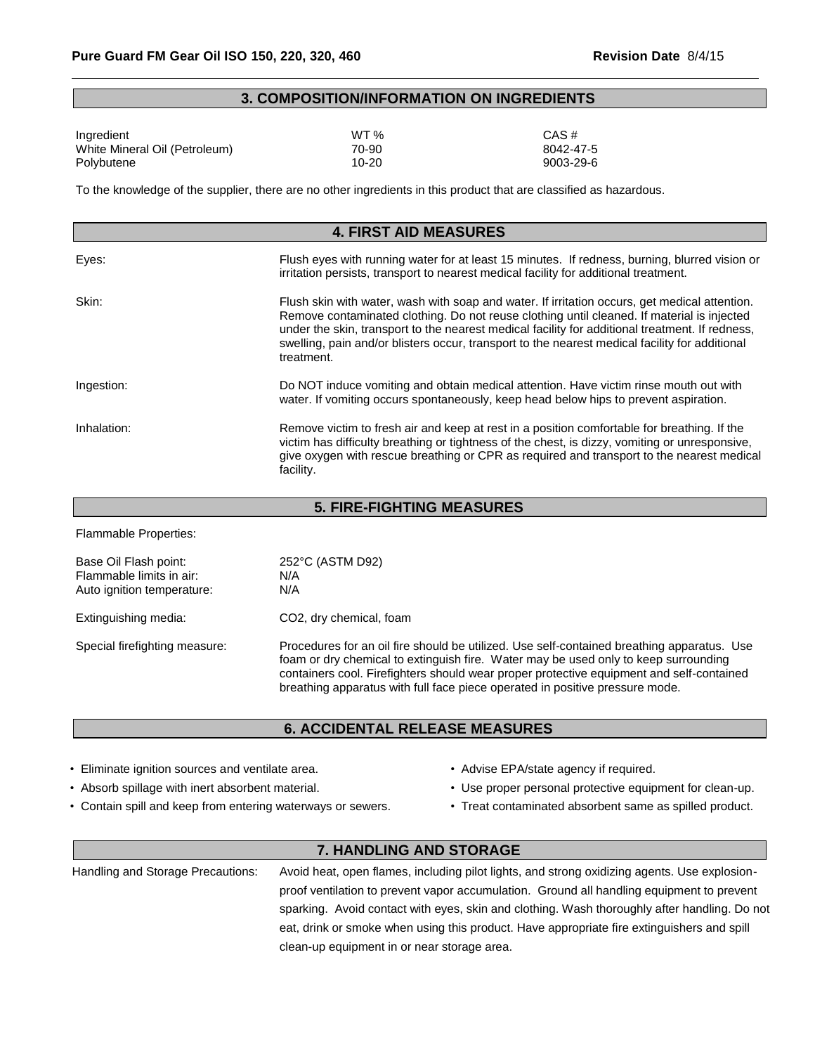## 3. COMPOSITION/INFORMATION ON INGREDIENTS

| Ingredient | WT % | CAS # |
|---|---|---|
| White Mineral Oil (Petroleum) | 70-90 | 8042-47-5 |
| Polybutene | 10-20 | 9003-29-6 |

To the knowledge of the supplier, there are no other ingredients in this product that are classified as hazardous.

## 4. FIRST AID MEASURES

**Eyes:** Flush eyes with running water for at least 15 minutes. If redness, burning, blurred vision or irritation persists, transport to nearest medical facility for additional treatment.

**Skin:** Flush skin with water, wash with soap and water. If irritation occurs, get medical attention. Remove contaminated clothing. Do not reuse clothing until cleaned. If material is injected under the skin, transport to the nearest medical facility for additional treatment. If redness, swelling, pain and/or blisters occur, transport to the nearest medical facility for additional treatment.

**Ingestion:** Do NOT induce vomiting and obtain medical attention. Have victim rinse mouth out with water. If vomiting occurs spontaneously, keep head below hips to prevent aspiration.

**Inhalation:** Remove victim to fresh air and keep at rest in a position comfortable for breathing. If the victim has difficulty breathing or tightness of the chest, is dizzy, vomiting or unresponsive, give oxygen with rescue breathing or CPR as required and transport to the nearest medical facility.

## 5. FIRE-FIGHTING MEASURES

Flammable Properties:

| | |
|---|---|
| Base Oil Flash point: | 252°C (ASTM D92) |
| Flammable limits in air: | N/A |
| Auto ignition temperature: | N/A |
| Extinguishing media: | $CO_2$, dry chemical, foam |
| Special firefighting measure: | Procedures for an oil fire should be utilized. Use self-contained breathing apparatus. Use foam or dry chemical to extinguish fire. Water may be used only to keep surrounding containers cool. Firefighters should wear proper protective equipment and self-contained breathing apparatus with full face piece operated in positive pressure mode. |

## 6. ACCIDENTAL RELEASE MEASURES

- Eliminate ignition sources and ventilate area.
- Absorb spillage with inert absorbent material.
- Contain spill and keep from entering waterways or sewers.
- Advise EPA/state agency if required.
- Use proper personal protective equipment for clean-up.
- Treat contaminated absorbent same as spilled product.

## 7. HANDLING AND STORAGE

**Handling and Storage Precautions:** Avoid heat, open flames, including pilot lights, and strong oxidizing agents. Use explosion-proof ventilation to prevent vapor accumulation. Ground all handling equipment to prevent sparking. Avoid contact with eyes, skin and clothing. Wash thoroughly after handling. Do not eat, drink or smoke when using this product. Have appropriate fire extinguishers and spill clean-up equipment in or near storage area.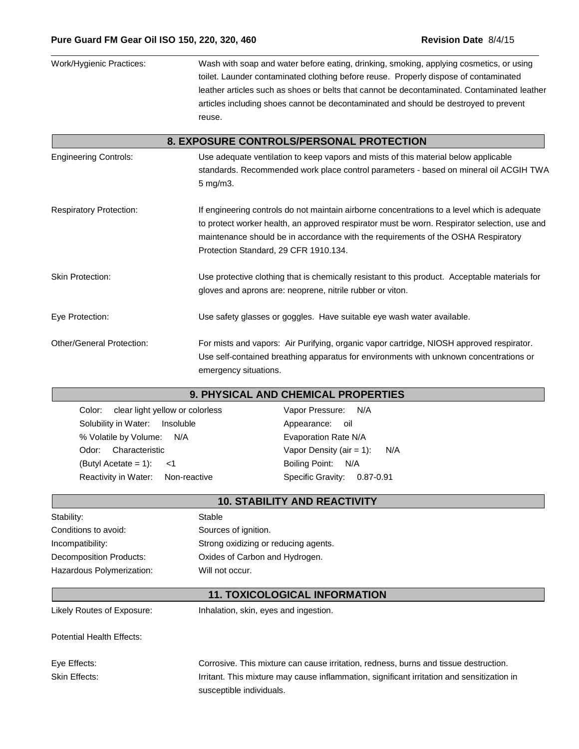| | |
|---|---|
| Work/Hygienic Practices: | Wash with soap and water before eating, drinking, smoking, applying cosmetics, or using toilet. Launder contaminated clothing before reuse. Properly dispose of contaminated leather articles such as shoes or belts that cannot be decontaminated. Contaminated leather articles including shoes cannot be decontaminated and should be destroyed to prevent reuse. |

## 8. EXPOSURE CONTROLS/PERSONAL PROTECTION

| | |
|---|---|
| Engineering Controls: | Use adequate ventilation to keep vapors and mists of this material below applicable standards. Recommended work place control parameters - based on mineral oil ACGIH TWA 5 mg/m3. |
| Respiratory Protection: | If engineering controls do not maintain airborne concentrations to a level which is adequate to protect worker health, an approved respirator must be worn. Respirator selection, use and maintenance should be in accordance with the requirements of the OSHA Respiratory Protection Standard, 29 CFR 1910.134. |
| Skin Protection: | Use protective clothing that is chemically resistant to this product. Acceptable materials for gloves and aprons are: neoprene, nitrile rubber or viton. |
| Eye Protection: | Use safety glasses or goggles. Have suitable eye wash water available. |
| Other/General Protection: | For mists and vapors: Air Purifying, organic vapor cartridge, NIOSH approved respirator. Use self-contained breathing apparatus for environments with unknown concentrations or emergency situations. |

## 9. PHYSICAL AND CHEMICAL PROPERTIES

| | |
|---|---|
| Color: clear light yellow or colorless | Vapor Pressure: N/A |
| Solubility in Water: Insoluble | Appearance: oil |
| % Volatile by Volume: N/A | Evaporation Rate N/A |
| Odor: Characteristic | Vapor Density (air = 1): N/A |
| (Butyl Acetate = 1): <1 | Boiling Point: N/A |
| Reactivity in Water: Non-reactive | Specific Gravity: 0.87-0.91 |

## 10. STABILITY AND REACTIVITY

| | |
|---|---|
| Stability: | Stable |
| Conditions to avoid: | Sources of ignition. |
| Incompatibility: | Strong oxidizing or reducing agents. |
| Decomposition Products: | Oxides of Carbon and Hydrogen. |
| Hazardous Polymerization: | Will not occur. |

## 11. TOXICOLOGICAL INFORMATION

| | |
|---|---|
| Likely Routes of Exposure: | Inhalation, skin, eyes and ingestion. |
| Potential Health Effects: | |
| Eye Effects: | Corrosive. This mixture can cause irritation, redness, burns and tissue destruction. |
| Skin Effects: | Irritant. This mixture may cause inflammation, significant irritation and sensitization in susceptible individuals. |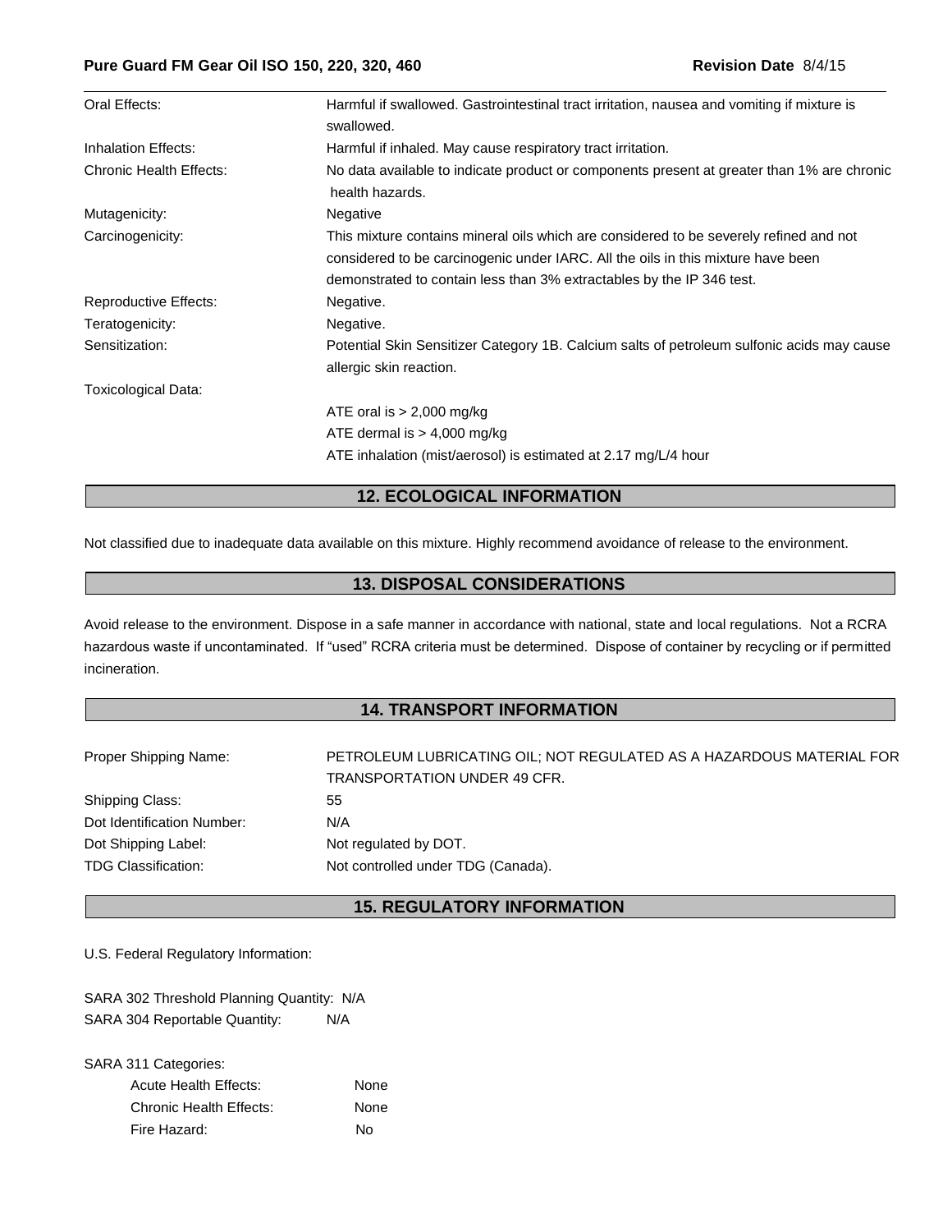| | |
|---|---|
| Oral Effects: | Harmful if swallowed. Gastrointestinal tract irritation, nausea and vomiting if mixture is swallowed. |
| Inhalation Effects: | Harmful if inhaled. May cause respiratory tract irritation. |
| Chronic Health Effects: | No data available to indicate product or components present at greater than 1% are chronic health hazards. |
| Mutagenicity: | Negative |
| Carcinogenicity: | This mixture contains mineral oils which are considered to be severely refined and not considered to be carcinogenic under IARC. All the oils in this mixture have been demonstrated to contain less than 3% extractables by the IP 346 test. |
| Reproductive Effects: | Negative. |
| Teratogenicity: | Negative. |
| Sensitization: | Potential Skin Sensitizer Category 1B. Calcium salts of petroleum sulfonic acids may cause allergic skin reaction. |
| Toxicological Data: | |
| | ATE oral is > 2,000 mg/kg |
| | ATE dermal is > 4,000 mg/kg |
| | ATE inhalation (mist/aerosol) is estimated at 2.17 mg/L/4 hour |

## 12. ECOLOGICAL INFORMATION

Not classified due to inadequate data available on this mixture. Highly recommend avoidance of release to the environment.

## 13. DISPOSAL CONSIDERATIONS

Avoid release to the environment. Dispose in a safe manner in accordance with national, state and local regulations. Not a RCRA hazardous waste if uncontaminated. If "used" RCRA criteria must be determined. Dispose of container by recycling or if permitted incineration.

## 14. TRANSPORT INFORMATION

| | |
|---|---|
| Proper Shipping Name: | PETROLEUM LUBRICATING OIL; NOT REGULATED AS A HAZARDOUS MATERIAL FOR TRANSPORTATION UNDER 49 CFR. |
| Shipping Class: | 55 |
| Dot Identification Number: | N/A |
| Dot Shipping Label: | Not regulated by DOT. |
| TDG Classification: | Not controlled under TDG (Canada). |

## 15. REGULATORY INFORMATION

U.S. Federal Regulatory Information:

SARA 302 Threshold Planning Quantity: N/A
SARA 304 Reportable Quantity: N/A

SARA 311 Categories:

| | |
|---|---|
| Acute Health Effects: | None |
| Chronic Health Effects: | None |
| Fire Hazard: | No |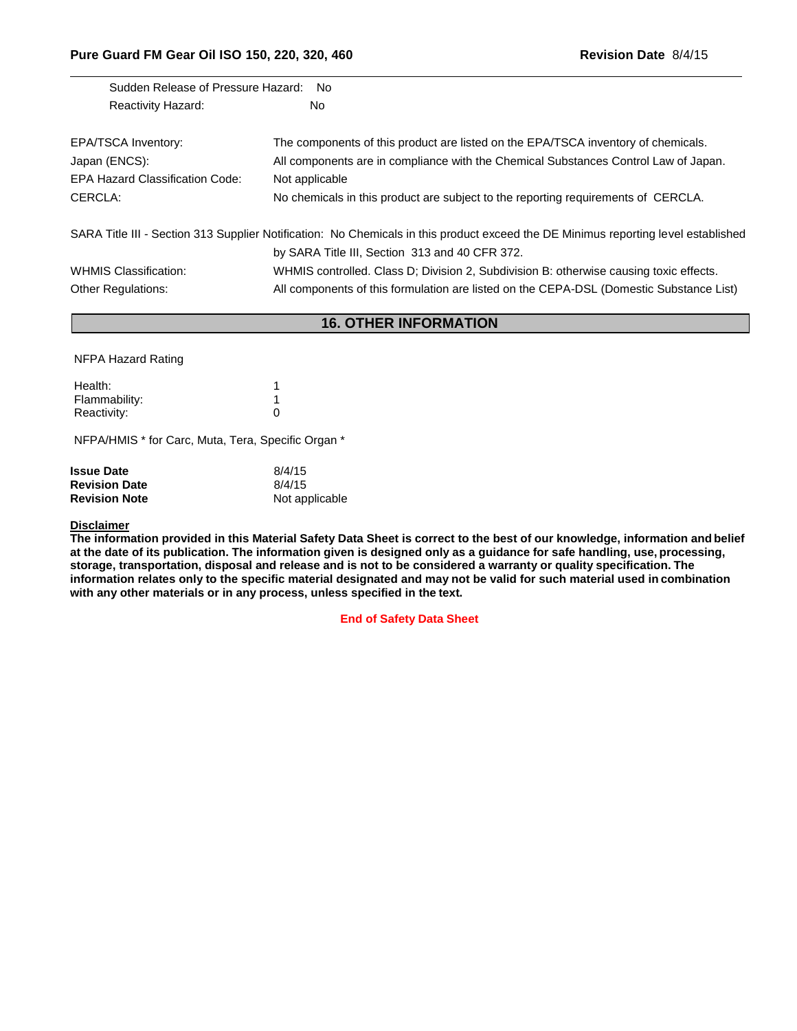Sudden Release of Pressure Hazard: No

Reactivity Hazard: No

| | |
|---|---|
| EPA/TSCA Inventory: | The components of this product are listed on the EPA/TSCA inventory of chemicals. |
| Japan (ENCS): | All components are in compliance with the Chemical Substances Control Law of Japan. |
| EPA Hazard Classification Code: | Not applicable |
| CERCLA: | No chemicals in this product are subject to the reporting requirements of CERCLA. |

SARA Title III - Section 313 Supplier Notification: No Chemicals in this product exceed the DE Minimus reporting level established by SARA Title III, Section 313 and 40 CFR 372.

| | |
|---|---|
| WHMIS Classification: | WHMIS controlled. Class D; Division 2, Subdivision B: otherwise causing toxic effects. |
| Other Regulations: | All components of this formulation are listed on the CEPA-DSL (Domestic Substance List) |

## 16. OTHER INFORMATION

NFPA Hazard Rating

| | |
|---|---|
| Health: | 1 |
| Flammability: | 1 |
| Reactivity: | 0 |

NFPA/HMIS * for Carc, Muta, Tera, Specific Organ *

| | |
|---|---|
| **Issue Date** | 8/4/15 |
| **Revision Date** | 8/4/15 |
| **Revision Note** | Not applicable |

**Disclaimer**

**The information provided in this Material Safety Data Sheet is correct to the best of our knowledge, information and belief at the date of its publication. The information given is designed only as a guidance for safe handling, use, processing, storage, transportation, disposal and release and is not to be considered a warranty or quality specification. The information relates only to the specific material designated and may not be valid for such material used in combination with any other materials or in any process, unless specified in the text.**

**End of Safety Data Sheet**